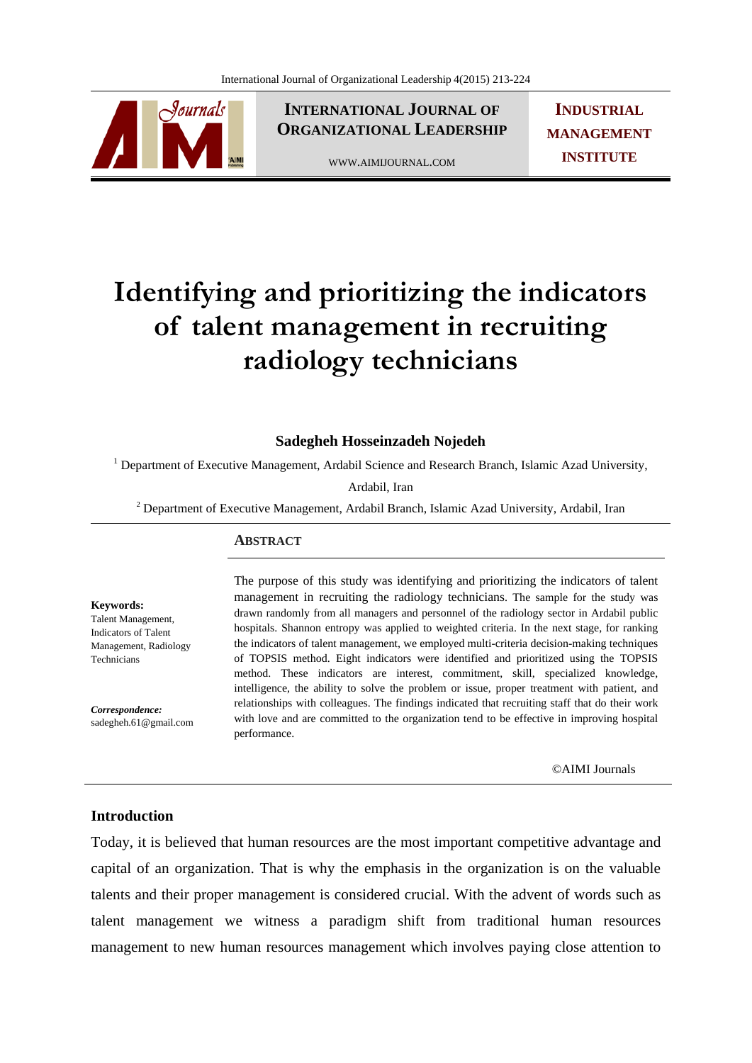# Identifying and prioritizing the indicators of talent management in recruiting radiology technicians

**Sadegheh Hosseinzadeh Nojedeh**

[1] Department of Executive Management, Ardabil Science and Research Branch, Islamic Azad University, Ardabil, Iran

[2] Department of Executive Management, Ardabil Branch, Islamic Azad University, Ardabil, Iran

**Keywords:**
Talent Management, Indicators of Talent Management, Radiology Technicians

***Correspondence:***
sadegheh.61@gmail.com

## ABSTRACT

The purpose of this study was identifying and prioritizing the indicators of talent management in recruiting the radiology technicians. The sample for the study was drawn randomly from all managers and personnel of the radiology sector in Ardabil public hospitals. Shannon entropy was applied to weighted criteria. In the next stage, for ranking the indicators of talent management, we employed multi-criteria decision-making techniques of TOPSIS method. Eight indicators were identified and prioritized using the TOPSIS method. These indicators are interest, commitment, skill, specialized knowledge, intelligence, the ability to solve the problem or issue, proper treatment with patient, and relationships with colleagues. The findings indicated that recruiting staff that do their work with love and are committed to the organization tend to be effective in improving hospital performance.

©AIMI Journals

## Introduction

Today, it is believed that human resources are the most important competitive advantage and capital of an organization. That is why the emphasis in the organization is on the valuable talents and their proper management is considered crucial. With the advent of words such as talent management we witness a paradigm shift from traditional human resources management to new human resources management which involves paying close attention to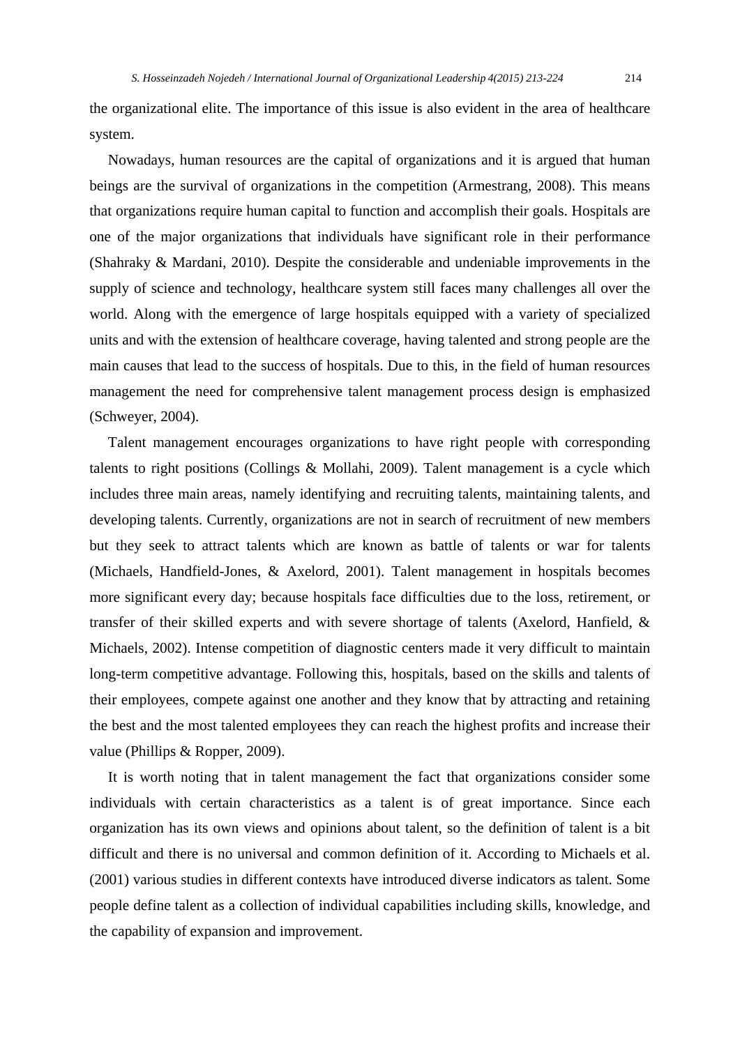the organizational elite. The importance of this issue is also evident in the area of healthcare system.

Nowadays, human resources are the capital of organizations and it is argued that human beings are the survival of organizations in the competition (Armestrang, 2008). This means that organizations require human capital to function and accomplish their goals. Hospitals are one of the major organizations that individuals have significant role in their performance (Shahraky & Mardani, 2010). Despite the considerable and undeniable improvements in the supply of science and technology, healthcare system still faces many challenges all over the world. Along with the emergence of large hospitals equipped with a variety of specialized units and with the extension of healthcare coverage, having talented and strong people are the main causes that lead to the success of hospitals. Due to this, in the field of human resources management the need for comprehensive talent management process design is emphasized (Schweyer, 2004).

Talent management encourages organizations to have right people with corresponding talents to right positions (Collings & Mollahi, 2009). Talent management is a cycle which includes three main areas, namely identifying and recruiting talents, maintaining talents, and developing talents. Currently, organizations are not in search of recruitment of new members but they seek to attract talents which are known as battle of talents or war for talents (Michaels, Handfield-Jones, & Axelord, 2001). Talent management in hospitals becomes more significant every day; because hospitals face difficulties due to the loss, retirement, or transfer of their skilled experts and with severe shortage of talents (Axelord, Hanfield, & Michaels, 2002). Intense competition of diagnostic centers made it very difficult to maintain long-term competitive advantage. Following this, hospitals, based on the skills and talents of their employees, compete against one another and they know that by attracting and retaining the best and the most talented employees they can reach the highest profits and increase their value (Phillips & Ropper, 2009).

It is worth noting that in talent management the fact that organizations consider some individuals with certain characteristics as a talent is of great importance. Since each organization has its own views and opinions about talent, so the definition of talent is a bit difficult and there is no universal and common definition of it. According to Michaels et al. (2001) various studies in different contexts have introduced diverse indicators as talent. Some people define talent as a collection of individual capabilities including skills, knowledge, and the capability of expansion and improvement.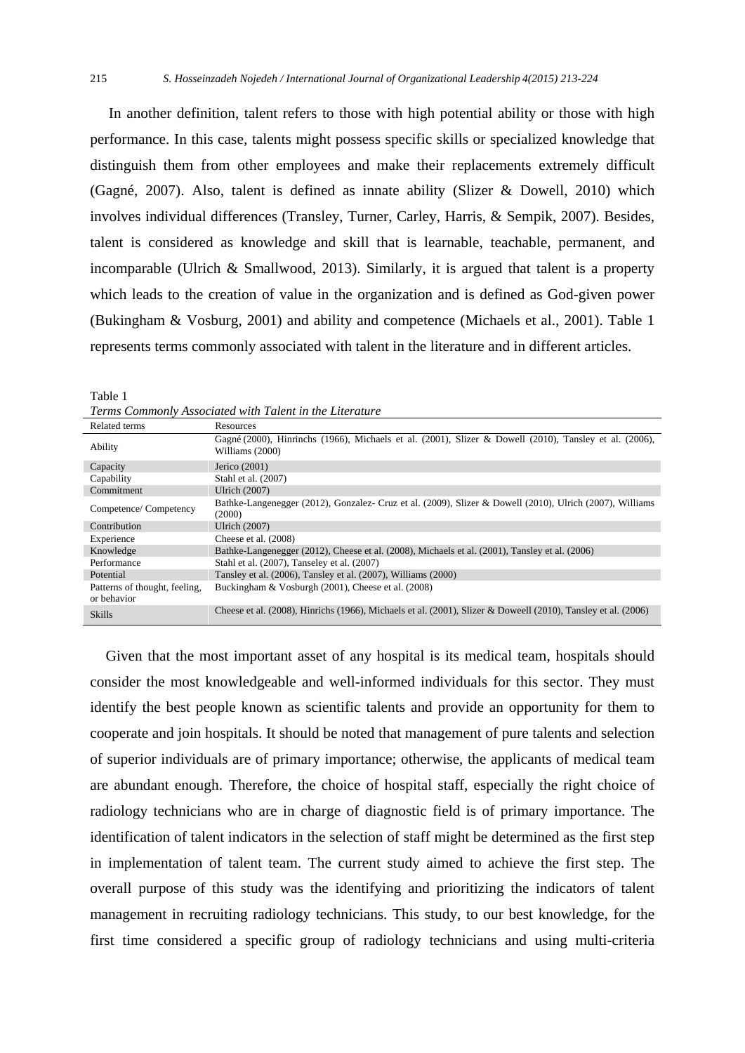In another definition, talent refers to those with high potential ability or those with high performance. In this case, talents might possess specific skills or specialized knowledge that distinguish them from other employees and make their replacements extremely difficult (Gagné, 2007). Also, talent is defined as innate ability (Slizer & Dowell, 2010) which involves individual differences (Transley, Turner, Carley, Harris, & Sempik, 2007). Besides, talent is considered as knowledge and skill that is learnable, teachable, permanent, and incomparable (Ulrich & Smallwood, 2013). Similarly, it is argued that talent is a property which leads to the creation of value in the organization and is defined as God-given power (Bukingham & Vosburg, 2001) and ability and competence (Michaels et al., 2001). Table 1 represents terms commonly associated with talent in the literature and in different articles.

Table 1

*Terms Commonly Associated with Talent in the Literature*

| Related terms | Resources |
|---|---|
| Ability | Gagné (2000), Hinrinchs (1966), Michaels et al. (2001), Slizer & Dowell (2010), Tansley et al. (2006), Williams (2000) |
| Capacity | Jerico (2001) |
| Capability | Stahl et al. (2007) |
| Commitment | Ulrich (2007) |
| Competence/ Competency | Bathke-Langenegger (2012), Gonzalez- Cruz et al. (2009), Slizer & Dowell (2010), Ulrich (2007), Williams (2000) |
| Contribution | Ulrich (2007) |
| Experience | Cheese et al. (2008) |
| Knowledge | Bathke-Langenegger (2012), Cheese et al. (2008), Michaels et al. (2001), Tansley et al. (2006) |
| Performance | Stahl et al. (2007), Tanseley et al. (2007) |
| Potential | Tansley et al. (2006), Tansley et al. (2007), Williams (2000) |
| Patterns of thought, feeling, or behavior | Buckingham & Vosburgh (2001), Cheese et al. (2008) |
| Skills | Cheese et al. (2008), Hinrichs (1966), Michaels et al. (2001), Slizer & Doweell (2010), Tansley et al. (2006) |

Given that the most important asset of any hospital is its medical team, hospitals should consider the most knowledgeable and well-informed individuals for this sector. They must identify the best people known as scientific talents and provide an opportunity for them to cooperate and join hospitals. It should be noted that management of pure talents and selection of superior individuals are of primary importance; otherwise, the applicants of medical team are abundant enough. Therefore, the choice of hospital staff, especially the right choice of radiology technicians who are in charge of diagnostic field is of primary importance. The identification of talent indicators in the selection of staff might be determined as the first step in implementation of talent team. The current study aimed to achieve the first step. The overall purpose of this study was the identifying and prioritizing the indicators of talent management in recruiting radiology technicians. This study, to our best knowledge, for the first time considered a specific group of radiology technicians and using multi-criteria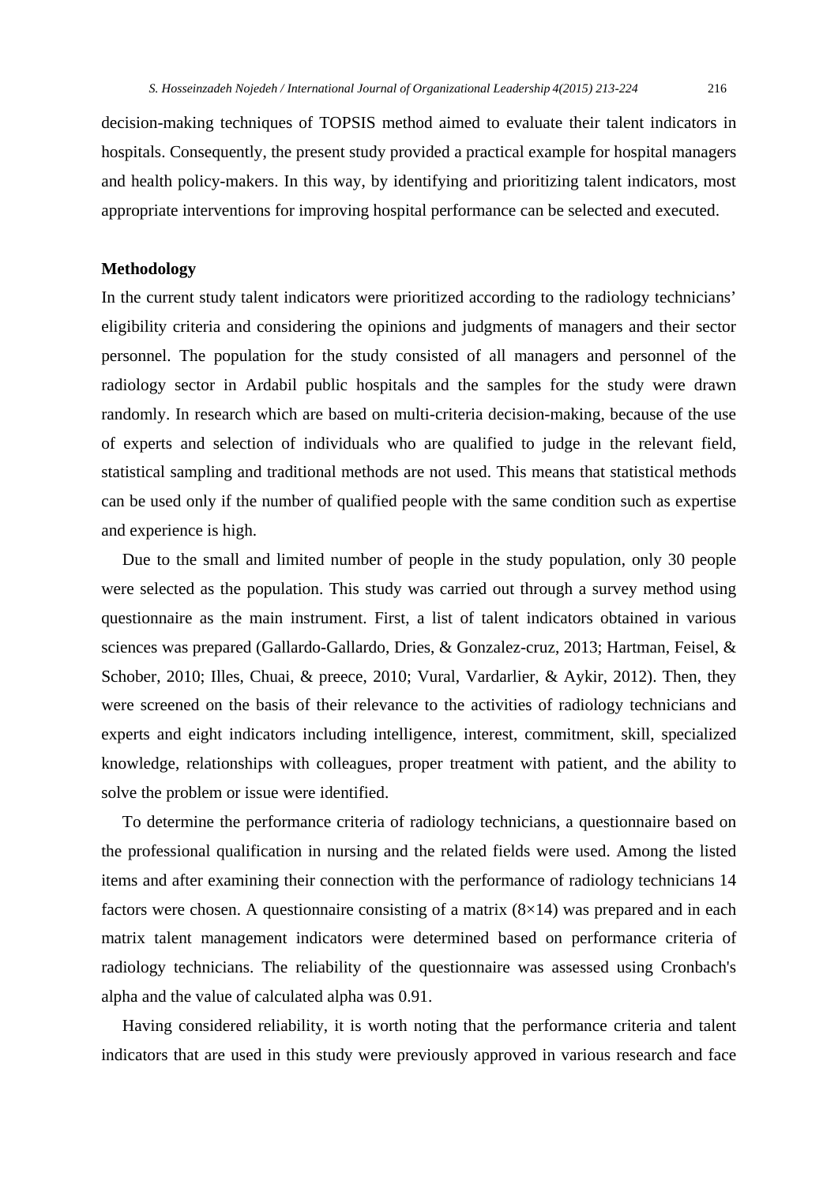decision-making techniques of TOPSIS method aimed to evaluate their talent indicators in hospitals. Consequently, the present study provided a practical example for hospital managers and health policy-makers. In this way, by identifying and prioritizing talent indicators, most appropriate interventions for improving hospital performance can be selected and executed.

## Methodology

In the current study talent indicators were prioritized according to the radiology technicians' eligibility criteria and considering the opinions and judgments of managers and their sector personnel. The population for the study consisted of all managers and personnel of the radiology sector in Ardabil public hospitals and the samples for the study were drawn randomly. In research which are based on multi-criteria decision-making, because of the use of experts and selection of individuals who are qualified to judge in the relevant field, statistical sampling and traditional methods are not used. This means that statistical methods can be used only if the number of qualified people with the same condition such as expertise and experience is high.

Due to the small and limited number of people in the study population, only 30 people were selected as the population. This study was carried out through a survey method using questionnaire as the main instrument. First, a list of talent indicators obtained in various sciences was prepared (Gallardo-Gallardo, Dries, & Gonzalez-cruz, 2013; Hartman, Feisel, & Schober, 2010; Illes, Chuai, & preece, 2010; Vural, Vardarlier, & Aykir, 2012). Then, they were screened on the basis of their relevance to the activities of radiology technicians and experts and eight indicators including intelligence, interest, commitment, skill, specialized knowledge, relationships with colleagues, proper treatment with patient, and the ability to solve the problem or issue were identified.

To determine the performance criteria of radiology technicians, a questionnaire based on the professional qualification in nursing and the related fields were used. Among the listed items and after examining their connection with the performance of radiology technicians 14 factors were chosen. A questionnaire consisting of a matrix ($8\times14$) was prepared and in each matrix talent management indicators were determined based on performance criteria of radiology technicians. The reliability of the questionnaire was assessed using Cronbach's alpha and the value of calculated alpha was 0.91.

Having considered reliability, it is worth noting that the performance criteria and talent indicators that are used in this study were previously approved in various research and face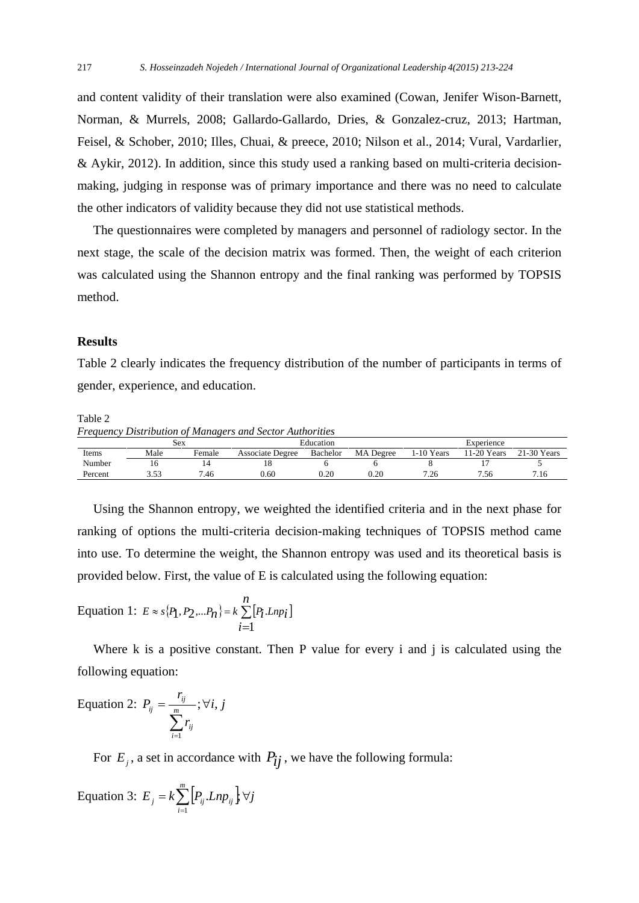and content validity of their translation were also examined (Cowan, Jenifer Wison-Barnett, Norman, & Murrels, 2008; Gallardo-Gallardo, Dries, & Gonzalez-cruz, 2013; Hartman, Feisel, & Schober, 2010; Illes, Chuai, & preece, 2010; Nilson et al., 2014; Vural, Vardarlier, & Aykir, 2012). In addition, since this study used a ranking based on multi-criteria decision-making, judging in response was of primary importance and there was no need to calculate the other indicators of validity because they did not use statistical methods.

The questionnaires were completed by managers and personnel of radiology sector. In the next stage, the scale of the decision matrix was formed. Then, the weight of each criterion was calculated using the Shannon entropy and the final ranking was performed by TOPSIS method.

## Results

Table 2 clearly indicates the frequency distribution of the number of participants in terms of gender, experience, and education.

Table 2

*Frequency Distribution of Managers and Sector Authorities*

| | Sex | | Education | | | Experience | | |
|---|---|---|---|---|---|---|---|---|
| Items | Male | Female | Associate Degree | Bachelor | MA Degree | 1-10 Years | 11-20 Years | 21-30 Years |
| Number | 16 | 14 | 18 | 6 | 6 | 8 | 17 | 5 |
| Percent | 3.53 | 7.46 | 0.60 | 0.20 | 0.20 | 7.26 | 7.56 | 7.16 |

Using the Shannon entropy, we weighted the identified criteria and in the next phase for ranking of options the multi-criteria decision-making techniques of TOPSIS method came into use. To determine the weight, the Shannon entropy was used and its theoretical basis is provided below. First, the value of E is calculated using the following equation:

Equation 1: $E \approx s\{P_1, P_2, \ldots P_n\} = k\sum_{i=1}^{n}[P_i.Lnp_i]$

Where k is a positive constant. Then P value for every i and j is calculated using the following equation:

Equation 2: $P_{ij} = \frac{r_{ij}}{\sum_{i=1}^{m} r_{ij}}; \forall i, j$

For $E_j$, a set in accordance with $P_{ij}$, we have the following formula:

Equation 3: $E_j = k\sum_{i=1}^{m}[P_{ij}.Lnp_{ij}]; \forall j$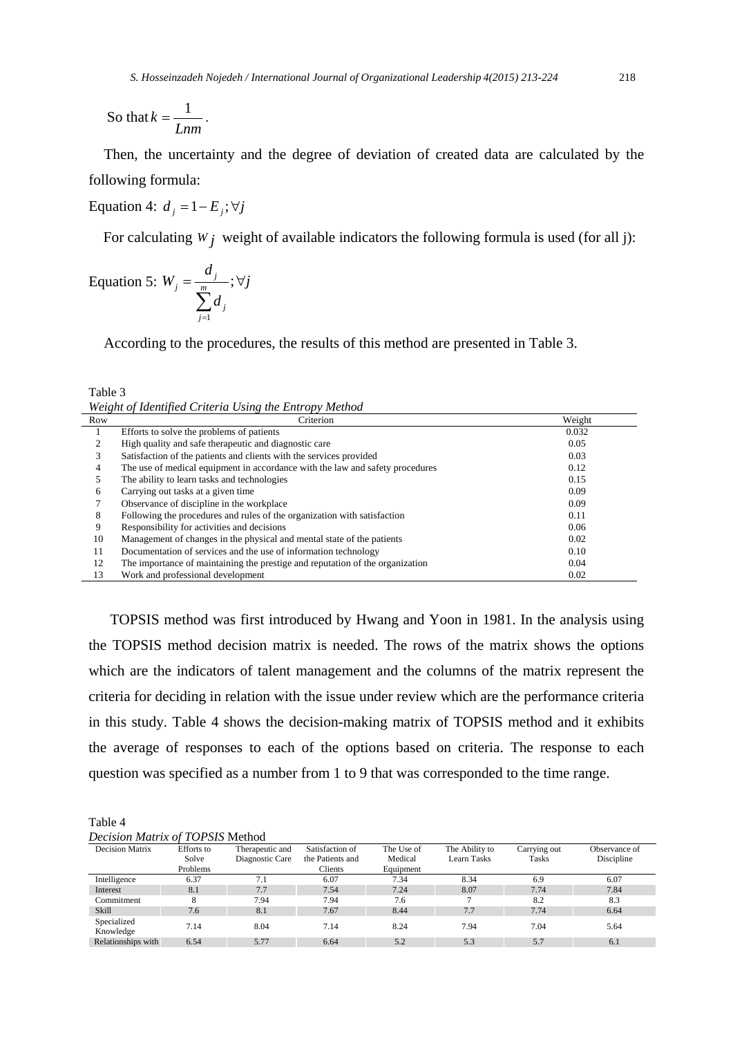So that $k = \frac{1}{Lnm}$.

Then, the uncertainty and the degree of deviation of created data are calculated by the following formula:

Equation 4: $d_j = 1 - E_j ; \forall j$

For calculating $w_j$ weight of available indicators the following formula is used (for all j):

Equation 5: $W_j = \frac{d_j}{\sum_{j=1}^{m} d_j} ; \forall j$

According to the procedures, the results of this method are presented in Table 3.

Table 3

*Weight of Identified Criteria Using the Entropy Method*

| Row | Criterion | Weight |
|---|---|---|
| 1 | Efforts to solve the problems of patients | 0.032 |
| 2 | High quality and safe therapeutic and diagnostic care | 0.05 |
| 3 | Satisfaction of the patients and clients with the services provided | 0.03 |
| 4 | The use of medical equipment in accordance with the law and safety procedures | 0.12 |
| 5 | The ability to learn tasks and technologies | 0.15 |
| 6 | Carrying out tasks at a given time | 0.09 |
| 7 | Observance of discipline in the workplace | 0.09 |
| 8 | Following the procedures and rules of the organization with satisfaction | 0.11 |
| 9 | Responsibility for activities and decisions | 0.06 |
| 10 | Management of changes in the physical and mental state of the patients | 0.02 |
| 11 | Documentation of services and the use of information technology | 0.10 |
| 12 | The importance of maintaining the prestige and reputation of the organization | 0.04 |
| 13 | Work and professional development | 0.02 |

TOPSIS method was first introduced by Hwang and Yoon in 1981. In the analysis using the TOPSIS method decision matrix is needed. The rows of the matrix shows the options which are the indicators of talent management and the columns of the matrix represent the criteria for deciding in relation with the issue under review which are the performance criteria in this study. Table 4 shows the decision-making matrix of TOPSIS method and it exhibits the average of responses to each of the options based on criteria. The response to each question was specified as a number from 1 to 9 that was corresponded to the time range.

Table 4

*Decision Matrix of TOPSIS* Method

| Decision Matrix | Efforts to Solve Problems | Therapeutic and Diagnostic Care | Satisfaction of the Patients and Clients | The Use of Medical Equipment | The Ability to Learn Tasks | Carrying out Tasks | Observance of Discipline |
|---|---|---|---|---|---|---|---|
| Intelligence | 6.37 | 7.1 | 6.07 | 7.34 | 8.34 | 6.9 | 6.07 |
| Interest | 8.1 | 7.7 | 7.54 | 7.24 | 8.07 | 7.74 | 7.84 |
| Commitment | 8 | 7.94 | 7.94 | 7.6 | 7 | 8.2 | 8.3 |
| Skill | 7.6 | 8.1 | 7.67 | 8.44 | 7.7 | 7.74 | 6.64 |
| Specialized Knowledge | 7.14 | 8.04 | 7.14 | 8.24 | 7.94 | 7.04 | 5.64 |
| Relationships with | 6.54 | 5.77 | 6.64 | 5.2 | 5.3 | 5.7 | 6.1 |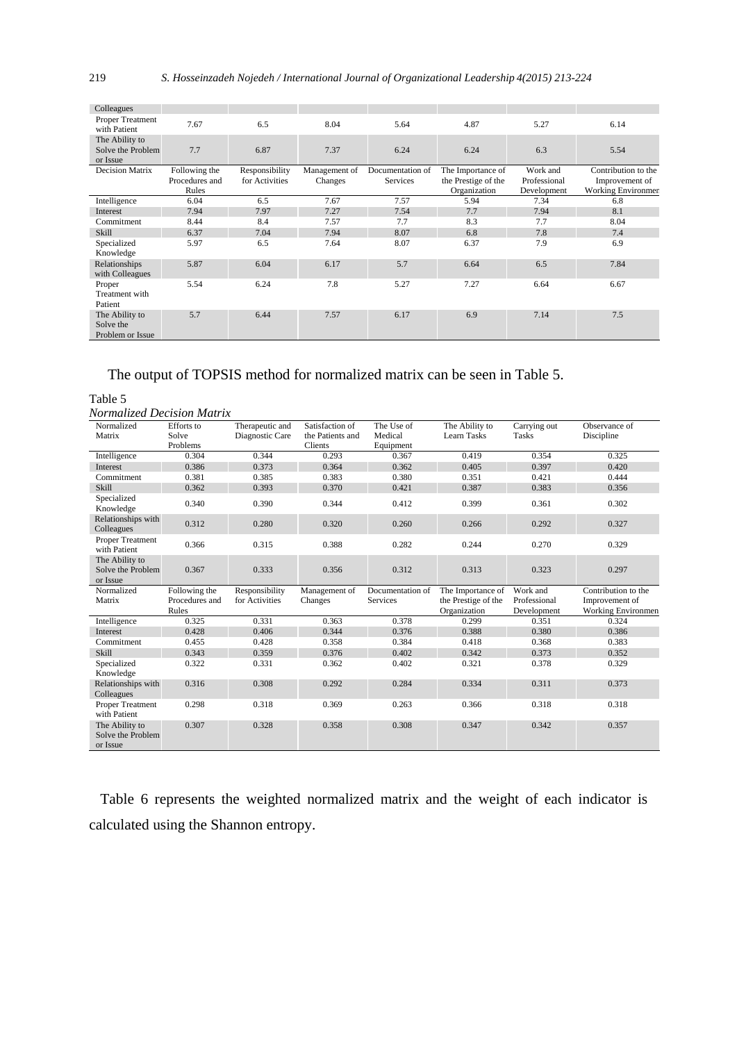| Colleagues | | | | | | | |
|---|---|---|---|---|---|---|---|
| Proper Treatment with Patient | 7.67 | 6.5 | 8.04 | 5.64 | 4.87 | 5.27 | 6.14 |
| The Ability to Solve the Problem or Issue | 7.7 | 6.87 | 7.37 | 6.24 | 6.24 | 6.3 | 5.54 |
| Decision Matrix | Following the Procedures and Rules | Responsibility for Activities | Management of Changes | Documentation of Services | The Importance of the Prestige of the Organization | Work and Professional Development | Contribution to the Improvement of Working Environmen |
| Intelligence | 6.04 | 6.5 | 7.67 | 7.57 | 5.94 | 7.34 | 6.8 |
| Interest | 7.94 | 7.97 | 7.27 | 7.54 | 7.7 | 7.94 | 8.1 |
| Commitment | 8.44 | 8.4 | 7.57 | 7.7 | 8.3 | 7.7 | 8.04 |
| Skill | 6.37 | 7.04 | 7.94 | 8.07 | 6.8 | 7.8 | 7.4 |
| Specialized Knowledge | 5.97 | 6.5 | 7.64 | 8.07 | 6.37 | 7.9 | 6.9 |
| Relationships with Colleagues | 5.87 | 6.04 | 6.17 | 5.7 | 6.64 | 6.5 | 7.84 |
| Proper Treatment with Patient | 5.54 | 6.24 | 7.8 | 5.27 | 7.27 | 6.64 | 6.67 |
| The Ability to Solve the Problem or Issue | 5.7 | 6.44 | 7.57 | 6.17 | 6.9 | 7.14 | 7.5 |

The output of TOPSIS method for normalized matrix can be seen in Table 5.

Table 5

*Normalized Decision Matrix*

| Normalized Matrix | Efforts to Solve Problems | Therapeutic and Diagnostic Care | Satisfaction of the Patients and Clients | The Use of Medical Equipment | The Ability to Learn Tasks | Carrying out Tasks | Observance of Discipline |
|---|---|---|---|---|---|---|---|
| Intelligence | 0.304 | 0.344 | 0.293 | 0.367 | 0.419 | 0.354 | 0.325 |
| Interest | 0.386 | 0.373 | 0.364 | 0.362 | 0.405 | 0.397 | 0.420 |
| Commitment | 0.381 | 0.385 | 0.383 | 0.380 | 0.351 | 0.421 | 0.444 |
| Skill | 0.362 | 0.393 | 0.370 | 0.421 | 0.387 | 0.383 | 0.356 |
| Specialized Knowledge | 0.340 | 0.390 | 0.344 | 0.412 | 0.399 | 0.361 | 0.302 |
| Relationships with Colleagues | 0.312 | 0.280 | 0.320 | 0.260 | 0.266 | 0.292 | 0.327 |
| Proper Treatment with Patient | 0.366 | 0.315 | 0.388 | 0.282 | 0.244 | 0.270 | 0.329 |
| The Ability to Solve the Problem or Issue | 0.367 | 0.333 | 0.356 | 0.312 | 0.313 | 0.323 | 0.297 |
| Normalized Matrix | Following the Procedures and Rules | Responsibility for Activities | Management of Changes | Documentation of Services | The Importance of the Prestige of the Organization | Work and Professional Development | Contribution to the Improvement of Working Environmen |
| Intelligence | 0.325 | 0.331 | 0.363 | 0.378 | 0.299 | 0.351 | 0.324 |
| Interest | 0.428 | 0.406 | 0.344 | 0.376 | 0.388 | 0.380 | 0.386 |
| Commitment | 0.455 | 0.428 | 0.358 | 0.384 | 0.418 | 0.368 | 0.383 |
| Skill | 0.343 | 0.359 | 0.376 | 0.402 | 0.342 | 0.373 | 0.352 |
| Specialized Knowledge | 0.322 | 0.331 | 0.362 | 0.402 | 0.321 | 0.378 | 0.329 |
| Relationships with Colleagues | 0.316 | 0.308 | 0.292 | 0.284 | 0.334 | 0.311 | 0.373 |
| Proper Treatment with Patient | 0.298 | 0.318 | 0.369 | 0.263 | 0.366 | 0.318 | 0.318 |
| The Ability to Solve the Problem or Issue | 0.307 | 0.328 | 0.358 | 0.308 | 0.347 | 0.342 | 0.357 |

Table 6 represents the weighted normalized matrix and the weight of each indicator is calculated using the Shannon entropy.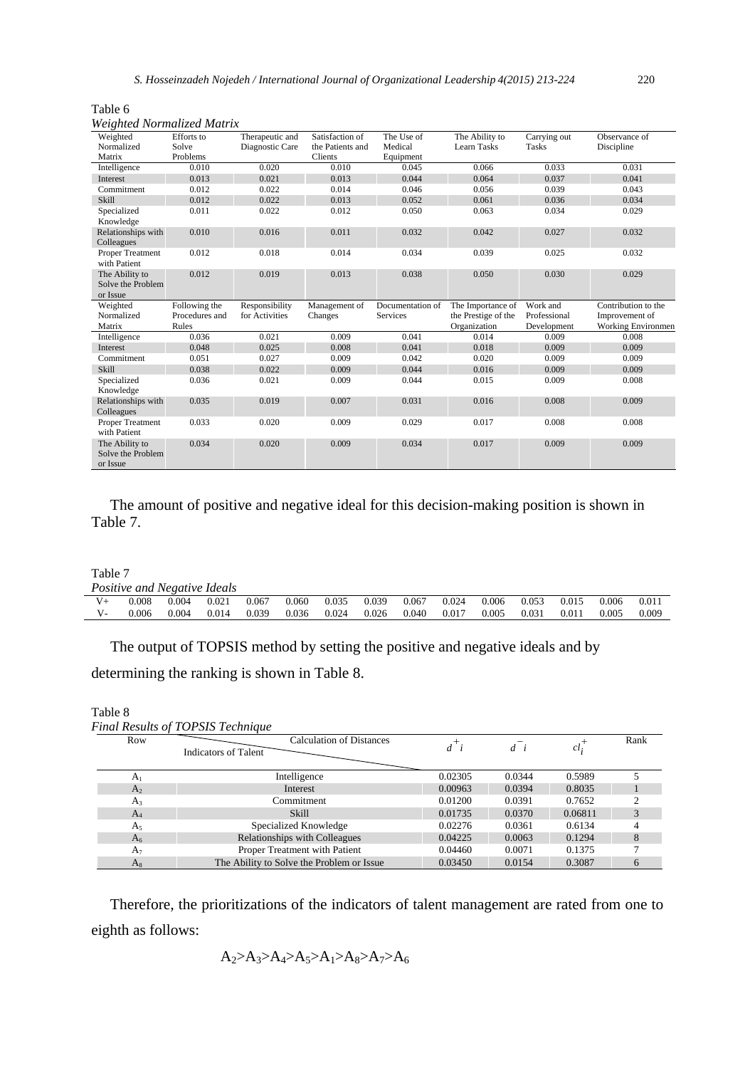Table 6

*Weighted Normalized Matrix*

| Weighted Normalized Matrix | Efforts to Solve Problems | Therapeutic and Diagnostic Care | Satisfaction of the Patients and Clients | The Use of Medical Equipment | The Ability to Learn Tasks | Carrying out Tasks | Observance of Discipline |
|---|---|---|---|---|---|---|---|
| Intelligence | 0.010 | 0.020 | 0.010 | 0.045 | 0.066 | 0.033 | 0.031 |
| Interest | 0.013 | 0.021 | 0.013 | 0.044 | 0.064 | 0.037 | 0.041 |
| Commitment | 0.012 | 0.022 | 0.014 | 0.046 | 0.056 | 0.039 | 0.043 |
| Skill | 0.012 | 0.022 | 0.013 | 0.052 | 0.061 | 0.036 | 0.034 |
| Specialized Knowledge | 0.011 | 0.022 | 0.012 | 0.050 | 0.063 | 0.034 | 0.029 |
| Relationships with Colleagues | 0.010 | 0.016 | 0.011 | 0.032 | 0.042 | 0.027 | 0.032 |
| Proper Treatment with Patient | 0.012 | 0.018 | 0.014 | 0.034 | 0.039 | 0.025 | 0.032 |
| The Ability to Solve the Problem or Issue | 0.012 | 0.019 | 0.013 | 0.038 | 0.050 | 0.030 | 0.029 |
| **Weighted Normalized Matrix** | **Following the Procedures and Rules** | **Responsibility for Activities** | **Management of Changes** | **Documentation of Services** | **The Importance of the Prestige of the Organization** | **Work and Professional Development** | **Contribution to the Improvement of Working Environmen** |
| Intelligence | 0.036 | 0.021 | 0.009 | 0.041 | 0.014 | 0.009 | 0.008 |
| Interest | 0.048 | 0.025 | 0.008 | 0.041 | 0.018 | 0.009 | 0.009 |
| Commitment | 0.051 | 0.027 | 0.009 | 0.042 | 0.020 | 0.009 | 0.009 |
| Skill | 0.038 | 0.022 | 0.009 | 0.044 | 0.016 | 0.009 | 0.009 |
| Specialized Knowledge | 0.036 | 0.021 | 0.009 | 0.044 | 0.015 | 0.009 | 0.008 |
| Relationships with Colleagues | 0.035 | 0.019 | 0.007 | 0.031 | 0.016 | 0.008 | 0.009 |
| Proper Treatment with Patient | 0.033 | 0.020 | 0.009 | 0.029 | 0.017 | 0.008 | 0.008 |
| The Ability to Solve the Problem or Issue | 0.034 | 0.020 | 0.009 | 0.034 | 0.017 | 0.009 | 0.009 |

The amount of positive and negative ideal for this decision-making position is shown in Table 7.

Table 7

*Positive and Negative Ideals*

| | | | | | | | | | | | | | | |
|---|---|---|---|---|---|---|---|---|---|---|---|---|---|---|
| V+ | 0.008 | 0.004 | 0.021 | 0.067 | 0.060 | 0.035 | 0.039 | 0.067 | 0.024 | 0.006 | 0.053 | 0.015 | 0.006 | 0.011 |
| V- | 0.006 | 0.004 | 0.014 | 0.039 | 0.036 | 0.024 | 0.026 | 0.040 | 0.017 | 0.005 | 0.031 | 0.011 | 0.005 | 0.009 |

The output of TOPSIS method by setting the positive and negative ideals and by determining the ranking is shown in Table 8.

Table 8

*Final Results of TOPSIS Technique*

| Row | Calculation of Distances / Indicators of Talent | $d^{+}i$ | $d^{-}i$ | $cl_i^{+}$ | Rank |
|---|---|---|---|---|---|
| $A_1$ | Intelligence | 0.02305 | 0.0344 | 0.5989 | 5 |
| $A_2$ | Interest | 0.00963 | 0.0394 | 0.8035 | 1 |
| $A_3$ | Commitment | 0.01200 | 0.0391 | 0.7652 | 2 |
| $A_4$ | Skill | 0.01735 | 0.0370 | 0.06811 | 3 |
| $A_5$ | Specialized Knowledge | 0.02276 | 0.0361 | 0.6134 | 4 |
| $A_6$ | Relationships with Colleagues | 0.04225 | 0.0063 | 0.1294 | 8 |
| $A_7$ | Proper Treatment with Patient | 0.04460 | 0.0071 | 0.1375 | 7 |
| $A_8$ | The Ability to Solve the Problem or Issue | 0.03450 | 0.0154 | 0.3087 | 6 |

Therefore, the prioritizations of the indicators of talent management are rated from one to eighth as follows:

$$A_2>A_3>A_4>A_5>A_1>A_8>A_7>A_6$$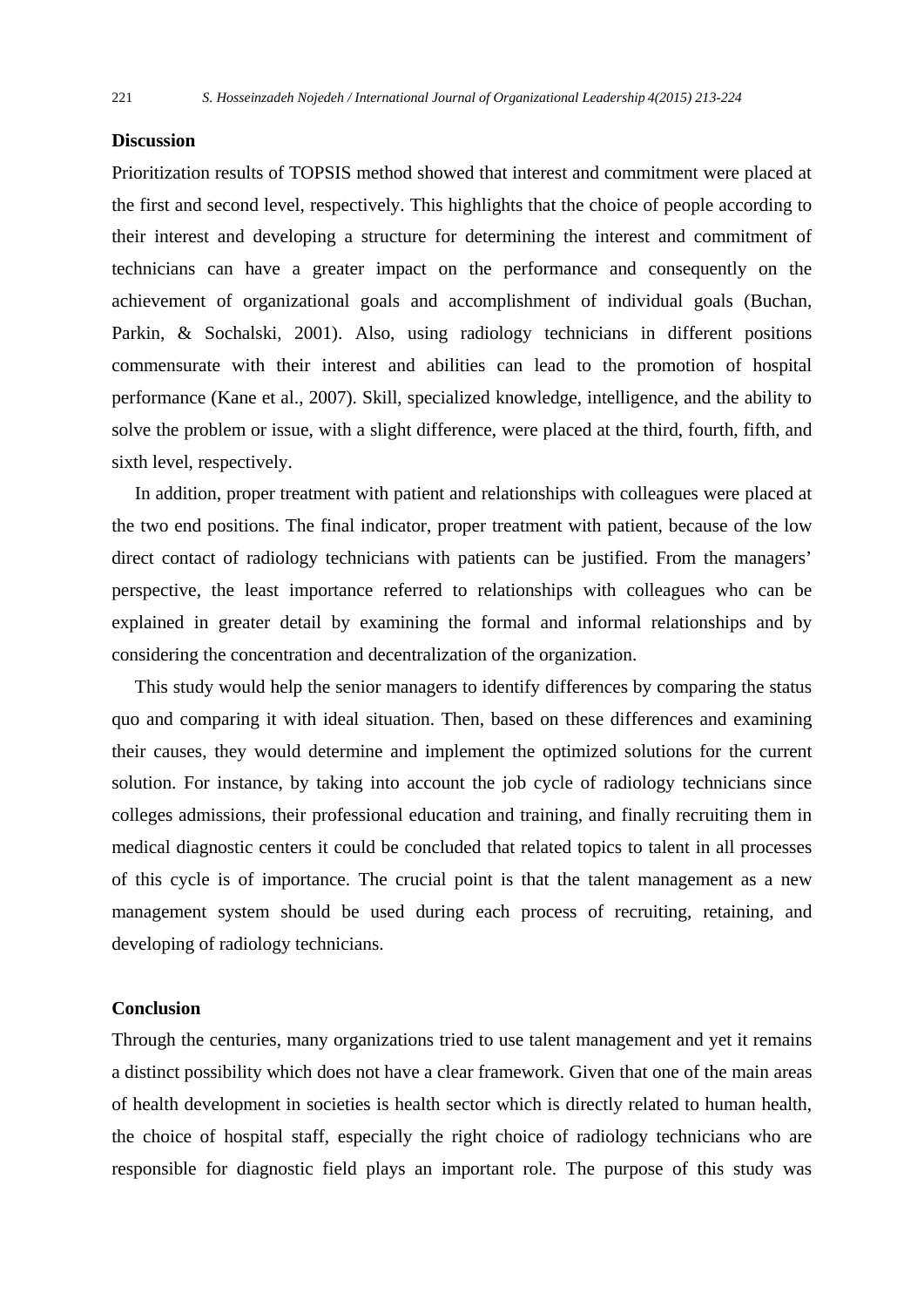## Discussion

Prioritization results of TOPSIS method showed that interest and commitment were placed at the first and second level, respectively. This highlights that the choice of people according to their interest and developing a structure for determining the interest and commitment of technicians can have a greater impact on the performance and consequently on the achievement of organizational goals and accomplishment of individual goals (Buchan, Parkin, & Sochalski, 2001). Also, using radiology technicians in different positions commensurate with their interest and abilities can lead to the promotion of hospital performance (Kane et al., 2007). Skill, specialized knowledge, intelligence, and the ability to solve the problem or issue, with a slight difference, were placed at the third, fourth, fifth, and sixth level, respectively.

In addition, proper treatment with patient and relationships with colleagues were placed at the two end positions. The final indicator, proper treatment with patient, because of the low direct contact of radiology technicians with patients can be justified. From the managers' perspective, the least importance referred to relationships with colleagues who can be explained in greater detail by examining the formal and informal relationships and by considering the concentration and decentralization of the organization.

This study would help the senior managers to identify differences by comparing the status quo and comparing it with ideal situation. Then, based on these differences and examining their causes, they would determine and implement the optimized solutions for the current solution. For instance, by taking into account the job cycle of radiology technicians since colleges admissions, their professional education and training, and finally recruiting them in medical diagnostic centers it could be concluded that related topics to talent in all processes of this cycle is of importance. The crucial point is that the talent management as a new management system should be used during each process of recruiting, retaining, and developing of radiology technicians.

## Conclusion

Through the centuries, many organizations tried to use talent management and yet it remains a distinct possibility which does not have a clear framework. Given that one of the main areas of health development in societies is health sector which is directly related to human health, the choice of hospital staff, especially the right choice of radiology technicians who are responsible for diagnostic field plays an important role. The purpose of this study was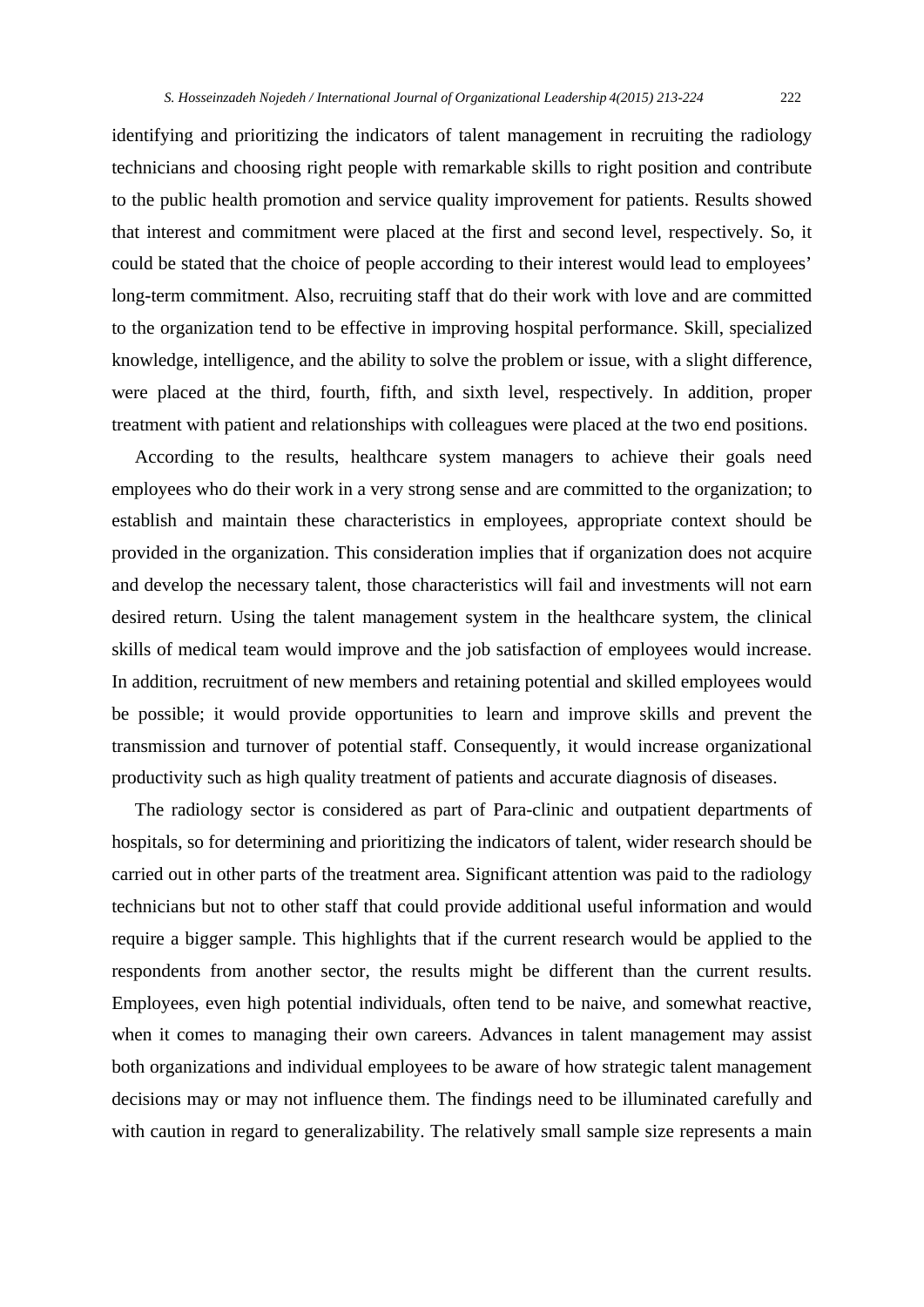identifying and prioritizing the indicators of talent management in recruiting the radiology technicians and choosing right people with remarkable skills to right position and contribute to the public health promotion and service quality improvement for patients. Results showed that interest and commitment were placed at the first and second level, respectively. So, it could be stated that the choice of people according to their interest would lead to employees' long-term commitment. Also, recruiting staff that do their work with love and are committed to the organization tend to be effective in improving hospital performance. Skill, specialized knowledge, intelligence, and the ability to solve the problem or issue, with a slight difference, were placed at the third, fourth, fifth, and sixth level, respectively. In addition, proper treatment with patient and relationships with colleagues were placed at the two end positions.

According to the results, healthcare system managers to achieve their goals need employees who do their work in a very strong sense and are committed to the organization; to establish and maintain these characteristics in employees, appropriate context should be provided in the organization. This consideration implies that if organization does not acquire and develop the necessary talent, those characteristics will fail and investments will not earn desired return. Using the talent management system in the healthcare system, the clinical skills of medical team would improve and the job satisfaction of employees would increase. In addition, recruitment of new members and retaining potential and skilled employees would be possible; it would provide opportunities to learn and improve skills and prevent the transmission and turnover of potential staff. Consequently, it would increase organizational productivity such as high quality treatment of patients and accurate diagnosis of diseases.

The radiology sector is considered as part of Para-clinic and outpatient departments of hospitals, so for determining and prioritizing the indicators of talent, wider research should be carried out in other parts of the treatment area. Significant attention was paid to the radiology technicians but not to other staff that could provide additional useful information and would require a bigger sample. This highlights that if the current research would be applied to the respondents from another sector, the results might be different than the current results. Employees, even high potential individuals, often tend to be naive, and somewhat reactive, when it comes to managing their own careers. Advances in talent management may assist both organizations and individual employees to be aware of how strategic talent management decisions may or may not influence them. The findings need to be illuminated carefully and with caution in regard to generalizability. The relatively small sample size represents a main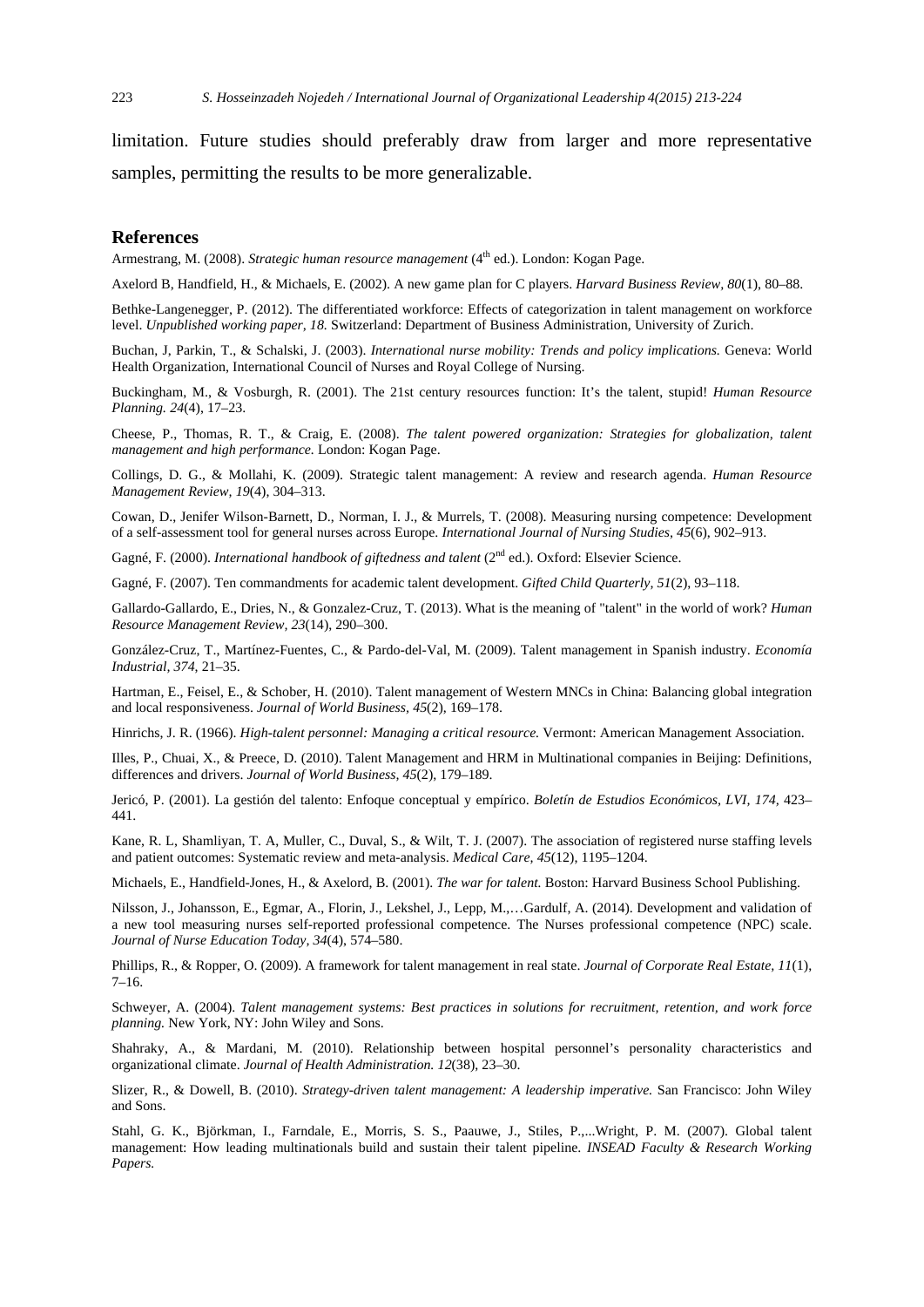limitation. Future studies should preferably draw from larger and more representative samples, permitting the results to be more generalizable.

## References

Armestrang, M. (2008). *Strategic human resource management* (4th ed.). London: Kogan Page.

Axelord B, Handfield, H., & Michaels, E. (2002). A new game plan for C players. *Harvard Business Review, 80*(1), 80–88.

Bethke-Langenegger, P. (2012). The differentiated workforce: Effects of categorization in talent management on workforce level. *Unpublished working paper, 18.* Switzerland: Department of Business Administration, University of Zurich.

Buchan, J, Parkin, T., & Schalski, J. (2003). *International nurse mobility: Trends and policy implications.* Geneva: World Health Organization, International Council of Nurses and Royal College of Nursing.

Buckingham, M., & Vosburgh, R. (2001). The 21st century resources function: It's the talent, stupid! *Human Resource Planning. 24*(4), 17–23.

Cheese, P., Thomas, R. T., & Craig, E. (2008). *The talent powered organization: Strategies for globalization, talent management and high performance.* London: Kogan Page.

Collings, D. G., & Mollahi, K. (2009). Strategic talent management: A review and research agenda. *Human Resource Management Review, 19*(4), 304–313.

Cowan, D., Jenifer Wilson-Barnett, D., Norman, I. J., & Murrels, T. (2008). Measuring nursing competence: Development of a self-assessment tool for general nurses across Europe. *International Journal of Nursing Studies, 45*(6), 902–913.

Gagné, F. (2000). *International handbook of giftedness and talent* (2nd ed.). Oxford: Elsevier Science.

Gagné, F. (2007). Ten commandments for academic talent development. *Gifted Child Quarterly, 51*(2), 93–118.

Gallardo-Gallardo, E., Dries, N., & Gonzalez-Cruz, T. (2013). What is the meaning of "talent" in the world of work? *Human Resource Management Review, 23*(14), 290–300.

González-Cruz, T., Martínez-Fuentes, C., & Pardo-del-Val, M. (2009). Talent management in Spanish industry. *Economía Industrial, 374*, 21–35.

Hartman, E., Feisel, E., & Schober, H. (2010). Talent management of Western MNCs in China: Balancing global integration and local responsiveness. *Journal of World Business, 45*(2), 169–178.

Hinrichs, J. R. (1966). *High-talent personnel: Managing a critical resource.* Vermont: American Management Association.

Illes, P., Chuai, X., & Preece, D. (2010). Talent Management and HRM in Multinational companies in Beijing: Definitions, differences and drivers. *Journal of World Business, 45*(2), 179–189.

Jericó, P. (2001). La gestión del talento: Enfoque conceptual y empírico. *Boletín de Estudios Económicos, LVI, 174,* 423–441.

Kane, R. L, Shamliyan, T. A, Muller, C., Duval, S., & Wilt, T. J. (2007). The association of registered nurse staffing levels and patient outcomes: Systematic review and meta-analysis. *Medical Care, 45*(12), 1195–1204.

Michaels, E., Handfield-Jones, H., & Axelord, B. (2001). *The war for talent.* Boston: Harvard Business School Publishing.

Nilsson, J., Johansson, E., Egmar, A., Florin, J., Lekshel, J., Lepp, M.,…Gardulf, A. (2014). Development and validation of a new tool measuring nurses self-reported professional competence. The Nurses professional competence (NPC) scale. *Journal of Nurse Education Today, 34*(4), 574–580.

Phillips, R., & Ropper, O. (2009). A framework for talent management in real state. *Journal of Corporate Real Estate, 11*(1), 7–16.

Schweyer, A. (2004). *Talent management systems: Best practices in solutions for recruitment, retention, and work force planning.* New York, NY: John Wiley and Sons.

Shahraky, A., & Mardani, M. (2010). Relationship between hospital personnel's personality characteristics and organizational climate. *Journal of Health Administration. 12*(38), 23–30.

Slizer, R., & Dowell, B. (2010). *Strategy-driven talent management: A leadership imperative.* San Francisco: John Wiley and Sons.

Stahl, G. K., Björkman, I., Farndale, E., Morris, S. S., Paauwe, J., Stiles, P.,...Wright, P. M. (2007). Global talent management: How leading multinationals build and sustain their talent pipeline. *INSEAD Faculty & Research Working Papers.*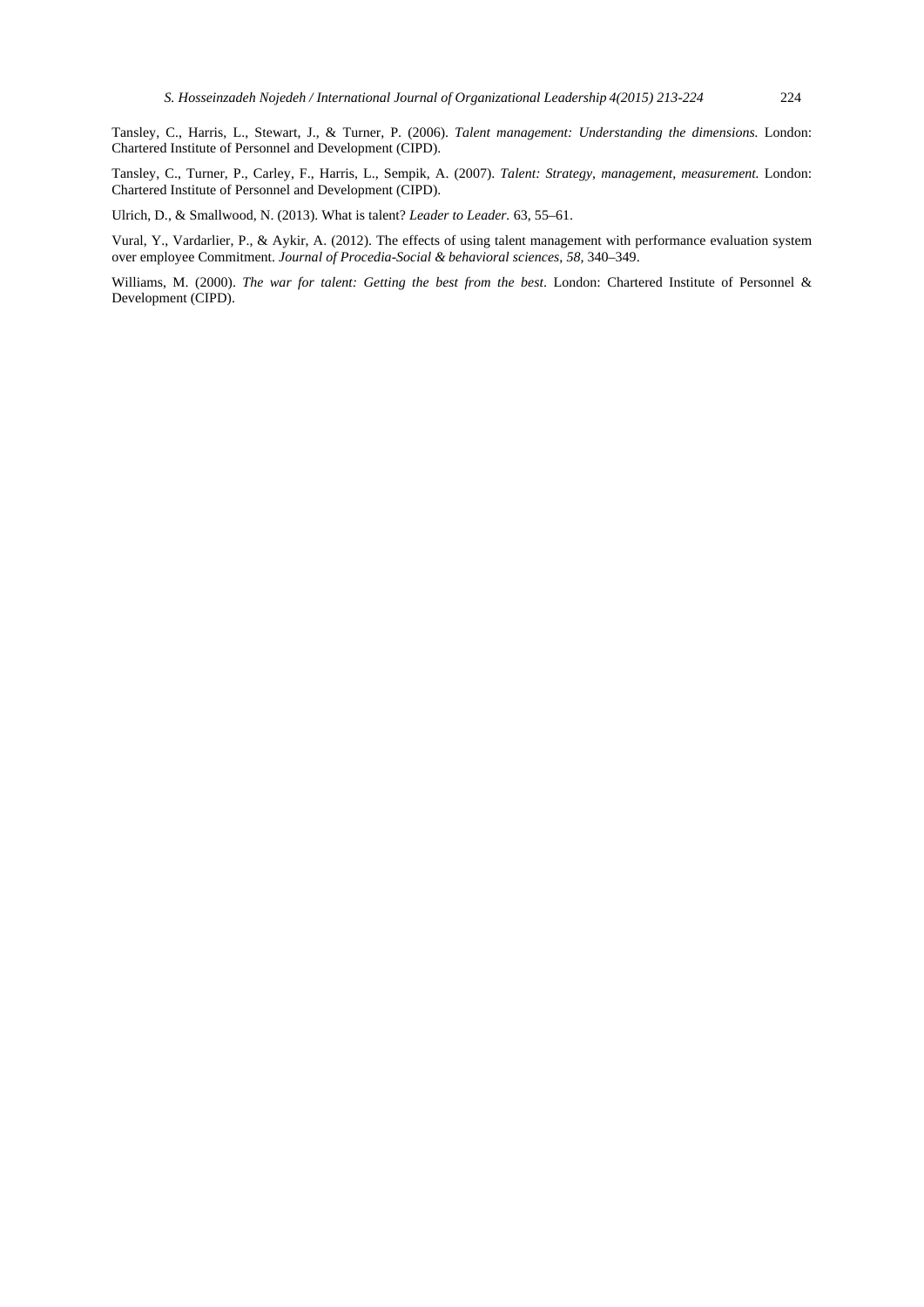Tansley, C., Harris, L., Stewart, J., & Turner, P. (2006). *Talent management: Understanding the dimensions.* London: Chartered Institute of Personnel and Development (CIPD).

Tansley, C., Turner, P., Carley, F., Harris, L., Sempik, A. (2007). *Talent: Strategy, management, measurement.* London: Chartered Institute of Personnel and Development (CIPD).

Ulrich, D., & Smallwood, N. (2013). What is talent? *Leader to Leader.* 63, 55–61.

Vural, Y., Vardarlier, P., & Aykir, A. (2012). The effects of using talent management with performance evaluation system over employee Commitment. *Journal of Procedia-Social & behavioral sciences, 58,* 340–349.

Williams, M. (2000). *The war for talent: Getting the best from the best*. London: Chartered Institute of Personnel & Development (CIPD).